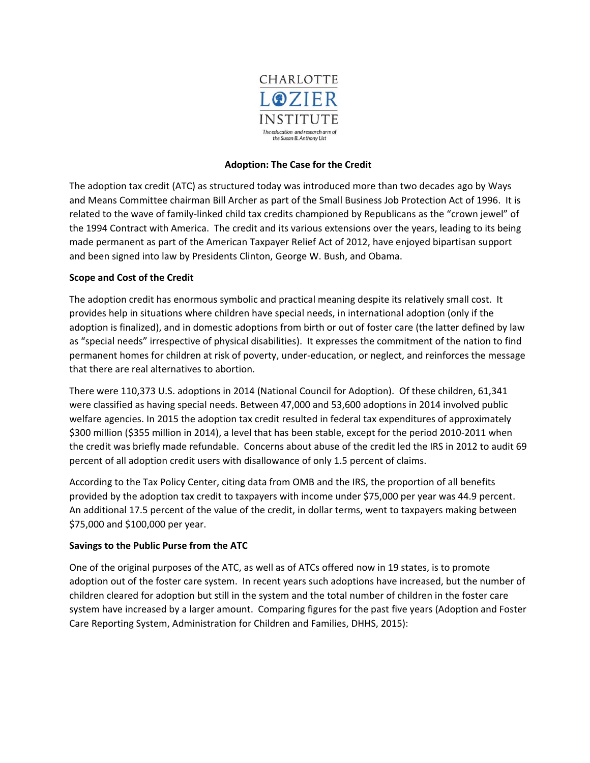CHARLOTTE

LOZIER

INSTITUTE

*The education and research arm of the Susan B. Anthony List*

**Adoption: The Case for the Credit**

The adoption tax credit (ATC) as structured today was introduced more than two decades ago by Ways and Means Committee chairman Bill Archer as part of the Small Business Job Protection Act of 1996. It is related to the wave of family-linked child tax credits championed by Republicans as the "crown jewel" of the 1994 Contract with America. The credit and its various extensions over the years, leading to its being made permanent as part of the American Taxpayer Relief Act of 2012, have enjoyed bipartisan support and been signed into law by Presidents Clinton, George W. Bush, and Obama.

**Scope and Cost of the Credit**

The adoption credit has enormous symbolic and practical meaning despite its relatively small cost. It provides help in situations where children have special needs, in international adoption (only if the adoption is finalized), and in domestic adoptions from birth or out of foster care (the latter defined by law as "special needs" irrespective of physical disabilities). It expresses the commitment of the nation to find permanent homes for children at risk of poverty, under-education, or neglect, and reinforces the message that there are real alternatives to abortion.

There were 110,373 U.S. adoptions in 2014 (National Council for Adoption). Of these children, 61,341 were classified as having special needs. Between 47,000 and 53,600 adoptions in 2014 involved public welfare agencies. In 2015 the adoption tax credit resulted in federal tax expenditures of approximately $300 million ($355 million in 2014), a level that has been stable, except for the period 2010-2011 when the credit was briefly made refundable. Concerns about abuse of the credit led the IRS in 2012 to audit 69 percent of all adoption credit users with disallowance of only 1.5 percent of claims.

According to the Tax Policy Center, citing data from OMB and the IRS, the proportion of all benefits provided by the adoption tax credit to taxpayers with income under $75,000 per year was 44.9 percent. An additional 17.5 percent of the value of the credit, in dollar terms, went to taxpayers making between $75,000 and $100,000 per year.

**Savings to the Public Purse from the ATC**

One of the original purposes of the ATC, as well as of ATCs offered now in 19 states, is to promote adoption out of the foster care system. In recent years such adoptions have increased, but the number of children cleared for adoption but still in the system and the total number of children in the foster care system have increased by a larger amount. Comparing figures for the past five years (Adoption and Foster Care Reporting System, Administration for Children and Families, DHHS, 2015):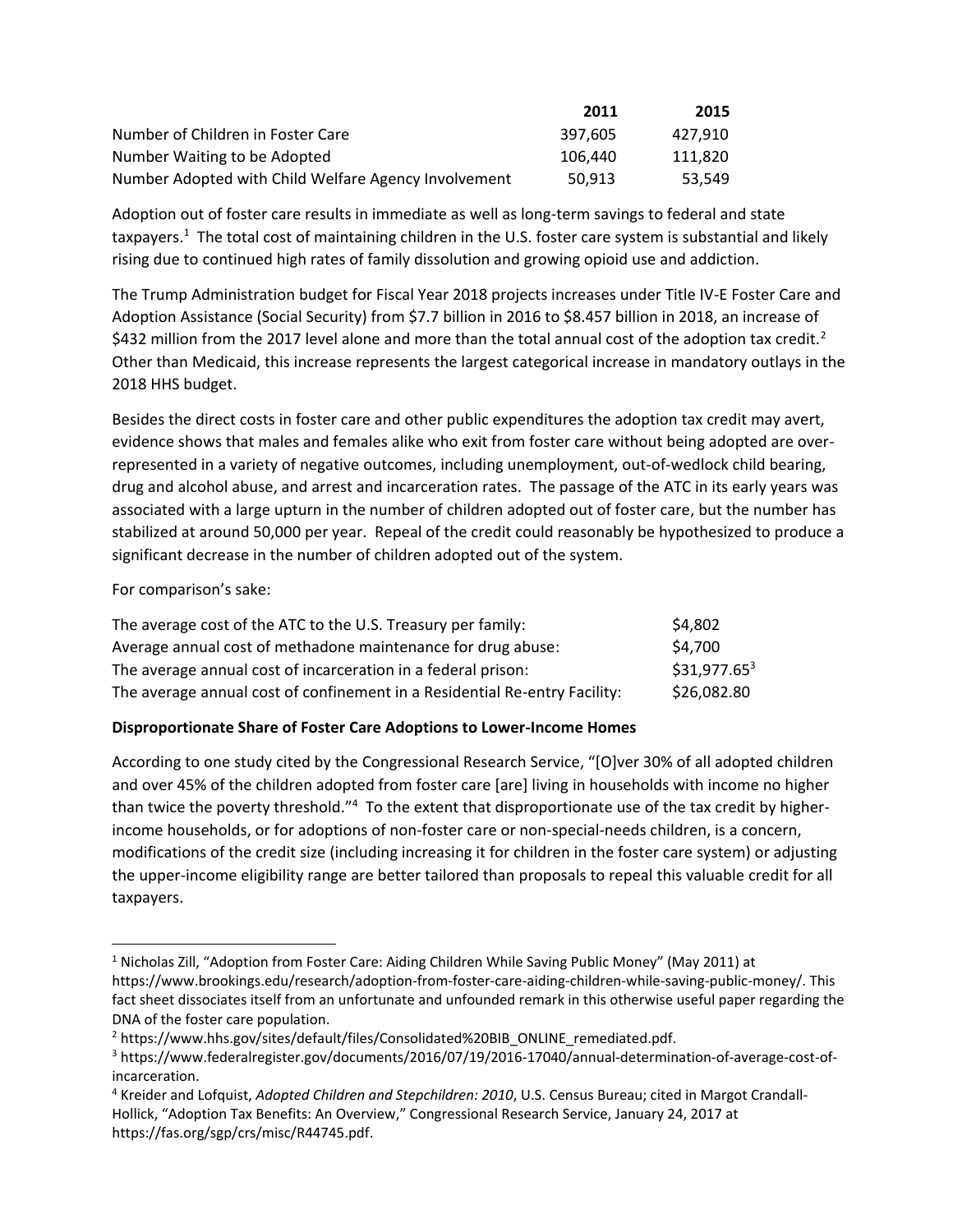| | 2011 | 2015 |
|---|---|---|
| Number of Children in Foster Care | 397,605 | 427,910 |
| Number Waiting to be Adopted | 106,440 | 111,820 |
| Number Adopted with Child Welfare Agency Involvement | 50,913 | 53,549 |

Adoption out of foster care results in immediate as well as long-term savings to federal and state taxpayers.[1] The total cost of maintaining children in the U.S. foster care system is substantial and likely rising due to continued high rates of family dissolution and growing opioid use and addiction.

The Trump Administration budget for Fiscal Year 2018 projects increases under Title IV-E Foster Care and Adoption Assistance (Social Security) from $7.7 billion in 2016 to $8.457 billion in 2018, an increase of $432 million from the 2017 level alone and more than the total annual cost of the adoption tax credit.[2] Other than Medicaid, this increase represents the largest categorical increase in mandatory outlays in the 2018 HHS budget.

Besides the direct costs in foster care and other public expenditures the adoption tax credit may avert, evidence shows that males and females alike who exit from foster care without being adopted are over-represented in a variety of negative outcomes, including unemployment, out-of-wedlock child bearing, drug and alcohol abuse, and arrest and incarceration rates. The passage of the ATC in its early years was associated with a large upturn in the number of children adopted out of foster care, but the number has stabilized at around 50,000 per year. Repeal of the credit could reasonably be hypothesized to produce a significant decrease in the number of children adopted out of the system.

For comparison's sake:

| | |
|---|---|
| The average cost of the ATC to the U.S. Treasury per family: | $4,802 |
| Average annual cost of methadone maintenance for drug abuse: | $4,700 |
| The average annual cost of incarceration in a federal prison: | $31,977.65[3] |
| The average annual cost of confinement in a Residential Re-entry Facility: | $26,082.80 |

**Disproportionate Share of Foster Care Adoptions to Lower-Income Homes**

According to one study cited by the Congressional Research Service, "[O]ver 30% of all adopted children and over 45% of the children adopted from foster care [are] living in households with income no higher than twice the poverty threshold."[4] To the extent that disproportionate use of the tax credit by higher-income households, or for adoptions of non-foster care or non-special-needs children, is a concern, modifications of the credit size (including increasing it for children in the foster care system) or adjusting the upper-income eligibility range are better tailored than proposals to repeal this valuable credit for all taxpayers.

---

[1] Nicholas Zill, "Adoption from Foster Care: Aiding Children While Saving Public Money" (May 2011) at https://www.brookings.edu/research/adoption-from-foster-care-aiding-children-while-saving-public-money/. This fact sheet dissociates itself from an unfortunate and unfounded remark in this otherwise useful paper regarding the DNA of the foster care population.

[2] https://www.hhs.gov/sites/default/files/Consolidated%20BIB_ONLINE_remediated.pdf.

[3] https://www.federalregister.gov/documents/2016/07/19/2016-17040/annual-determination-of-average-cost-of-incarceration.

[4] Kreider and Lofquist, *Adopted Children and Stepchildren: 2010*, U.S. Census Bureau; cited in Margot Crandall-Hollick, "Adoption Tax Benefits: An Overview," Congressional Research Service, January 24, 2017 at https://fas.org/sgp/crs/misc/R44745.pdf.